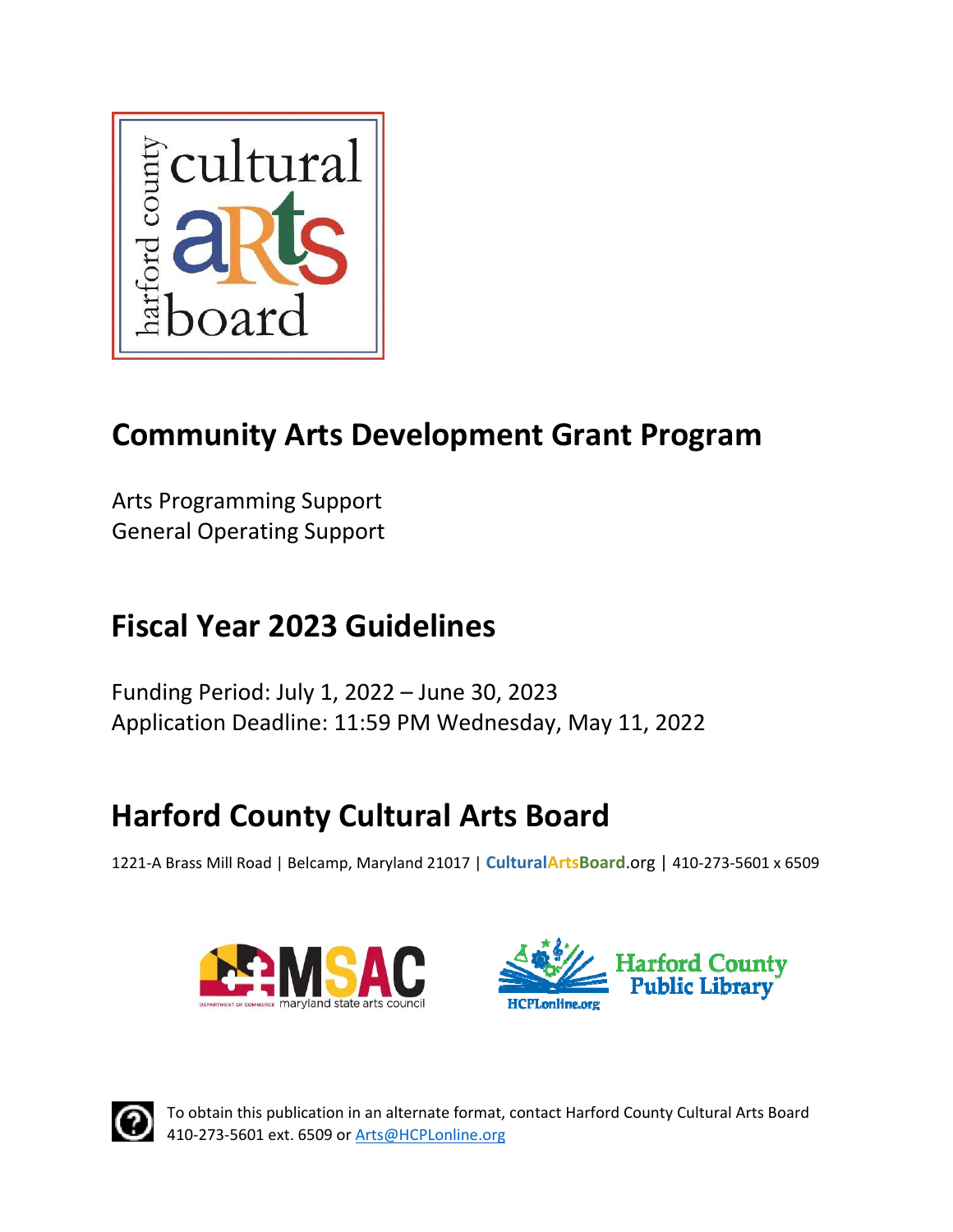# Community Arts Development Grant Program

Arts Programming Support
General Operating Support

# Fiscal Year 2023 Guidelines

Funding Period: July 1, 2022 – June 30, 2023
Application Deadline: 11:59 PM Wednesday, May 11, 2022

# Harford County Cultural Arts Board

1221-A Brass Mill Road | Belcamp, Maryland 21017 | CulturalArtsBoard.org | 410-273-5601 x 6509

To obtain this publication in an alternate format, contact Harford County Cultural Arts Board 410-273-5601 ext. 6509 or Arts@HCPLonline.org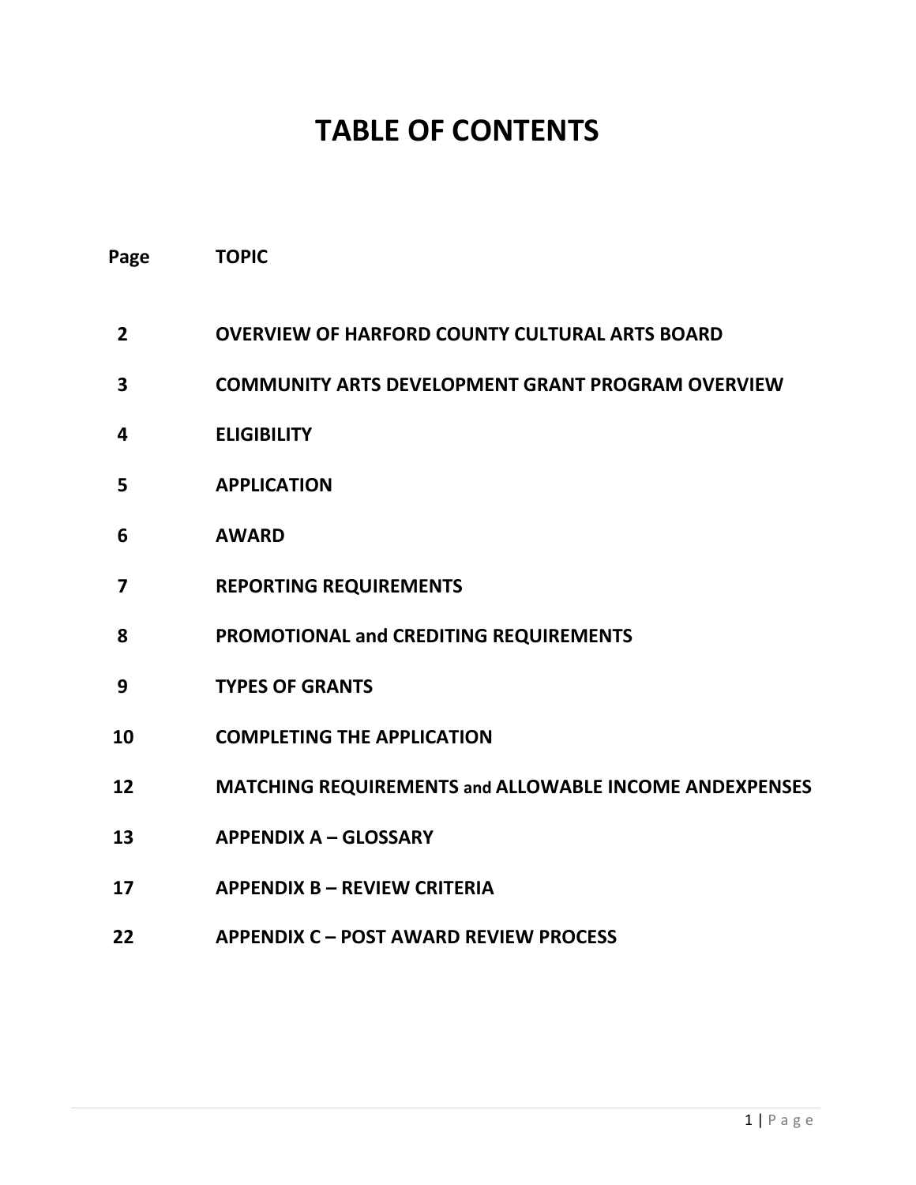# TABLE OF CONTENTS

| Page | TOPIC |
|---|---|
| 2 | OVERVIEW OF HARFORD COUNTY CULTURAL ARTS BOARD |
| 3 | COMMUNITY ARTS DEVELOPMENT GRANT PROGRAM OVERVIEW |
| 4 | ELIGIBILITY |
| 5 | APPLICATION |
| 6 | AWARD |
| 7 | REPORTING REQUIREMENTS |
| 8 | PROMOTIONAL and CREDITING REQUIREMENTS |
| 9 | TYPES OF GRANTS |
| 10 | COMPLETING THE APPLICATION |
| 12 | MATCHING REQUIREMENTS and ALLOWABLE INCOME ANDEXPENSES |
| 13 | APPENDIX A – GLOSSARY |
| 17 | APPENDIX B – REVIEW CRITERIA |
| 22 | APPENDIX C – POST AWARD REVIEW PROCESS |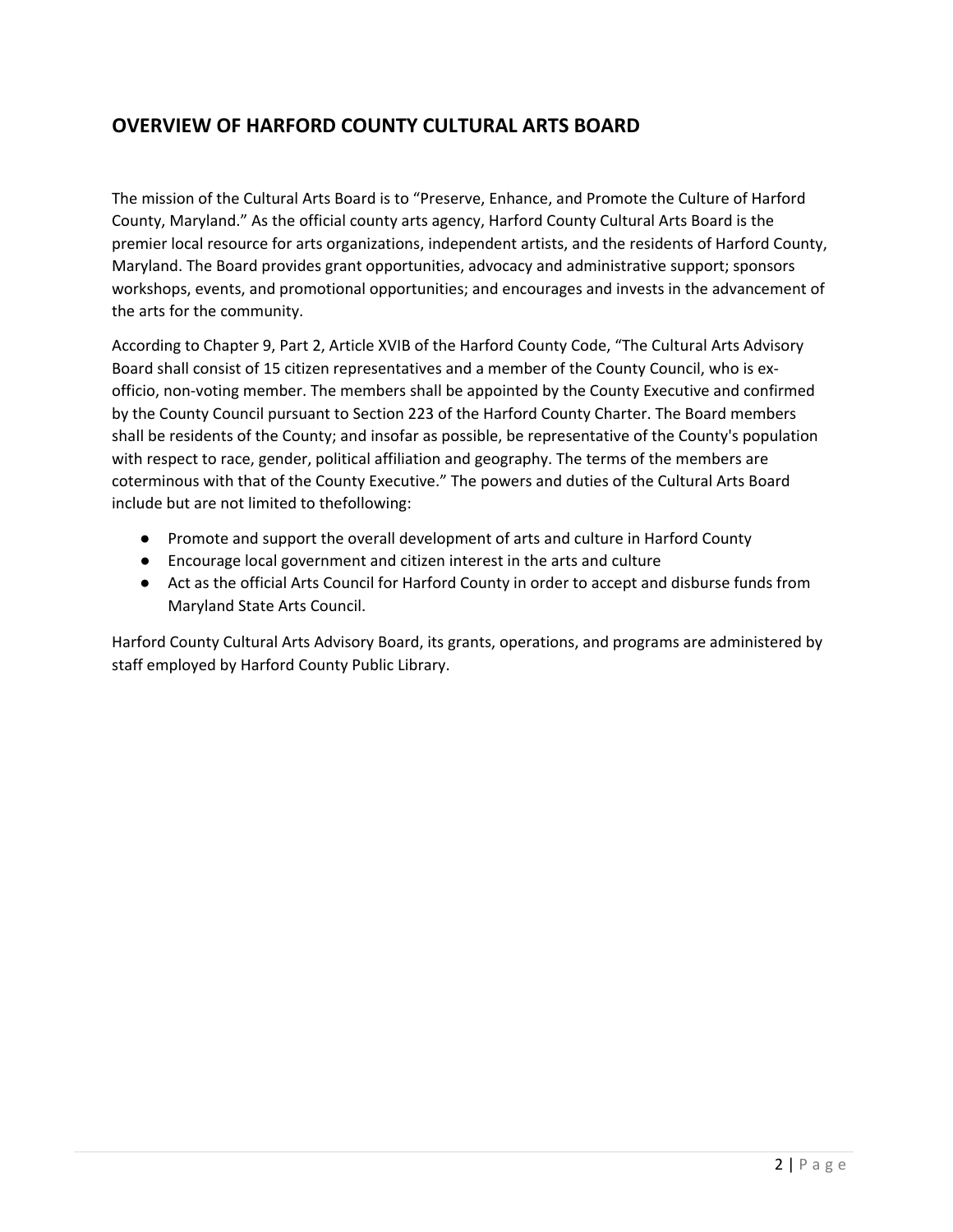## OVERVIEW OF HARFORD COUNTY CULTURAL ARTS BOARD

The mission of the Cultural Arts Board is to "Preserve, Enhance, and Promote the Culture of Harford County, Maryland." As the official county arts agency, Harford County Cultural Arts Board is the premier local resource for arts organizations, independent artists, and the residents of Harford County, Maryland. The Board provides grant opportunities, advocacy and administrative support; sponsors workshops, events, and promotional opportunities; and encourages and invests in the advancement of the arts for the community.

According to Chapter 9, Part 2, Article XVIB of the Harford County Code, "The Cultural Arts Advisory Board shall consist of 15 citizen representatives and a member of the County Council, who is ex-officio, non-voting member. The members shall be appointed by the County Executive and confirmed by the County Council pursuant to Section 223 of the Harford County Charter. The Board members shall be residents of the County; and insofar as possible, be representative of the County's population with respect to race, gender, political affiliation and geography. The terms of the members are coterminous with that of the County Executive." The powers and duties of the Cultural Arts Board include but are not limited to thefollowing:

- Promote and support the overall development of arts and culture in Harford County
- Encourage local government and citizen interest in the arts and culture
- Act as the official Arts Council for Harford County in order to accept and disburse funds from Maryland State Arts Council.

Harford County Cultural Arts Advisory Board, its grants, operations, and programs are administered by staff employed by Harford County Public Library.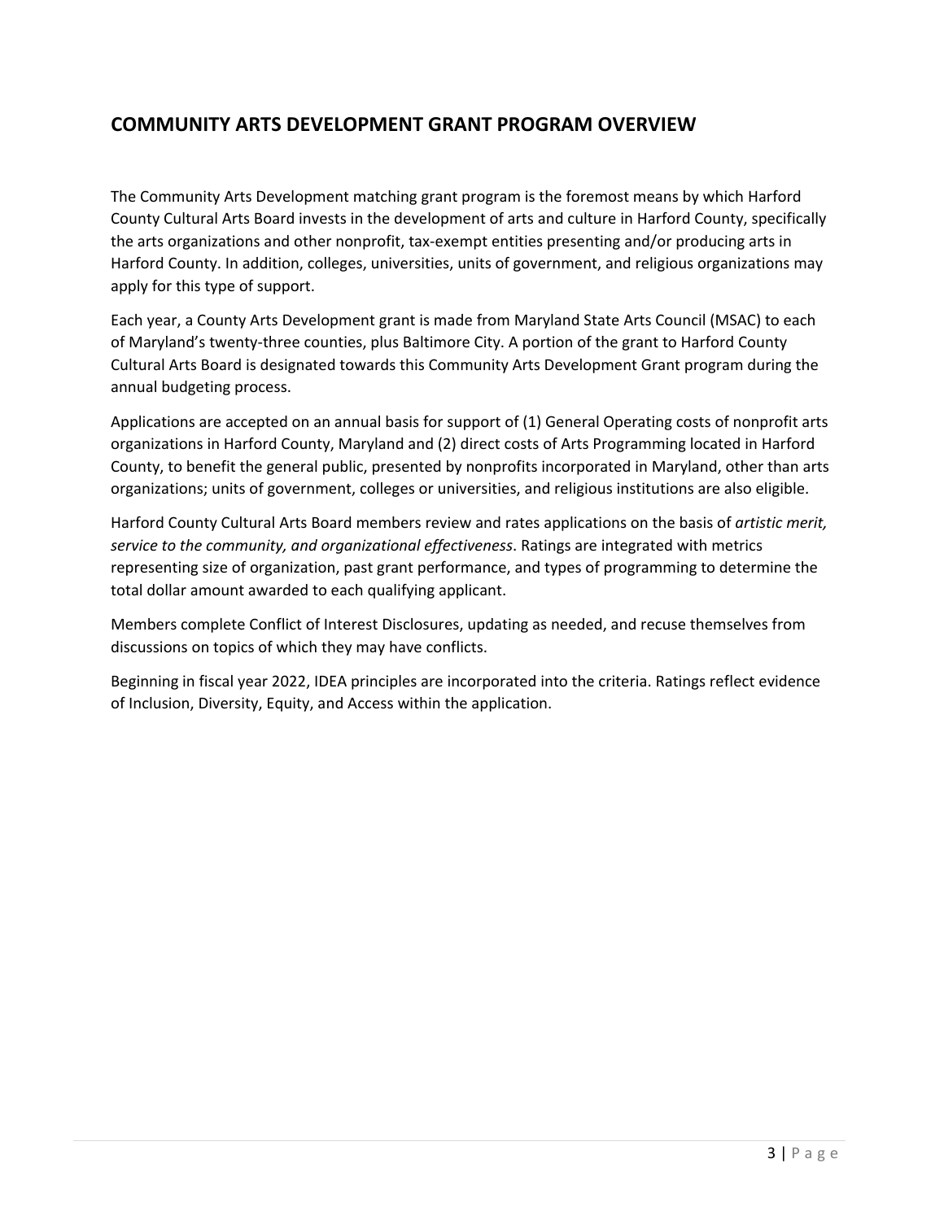## COMMUNITY ARTS DEVELOPMENT GRANT PROGRAM OVERVIEW

The Community Arts Development matching grant program is the foremost means by which Harford County Cultural Arts Board invests in the development of arts and culture in Harford County, specifically the arts organizations and other nonprofit, tax-exempt entities presenting and/or producing arts in Harford County. In addition, colleges, universities, units of government, and religious organizations may apply for this type of support.

Each year, a County Arts Development grant is made from Maryland State Arts Council (MSAC) to each of Maryland's twenty-three counties, plus Baltimore City. A portion of the grant to Harford County Cultural Arts Board is designated towards this Community Arts Development Grant program during the annual budgeting process.

Applications are accepted on an annual basis for support of (1) General Operating costs of nonprofit arts organizations in Harford County, Maryland and (2) direct costs of Arts Programming located in Harford County, to benefit the general public, presented by nonprofits incorporated in Maryland, other than arts organizations; units of government, colleges or universities, and religious institutions are also eligible.

Harford County Cultural Arts Board members review and rates applications on the basis of *artistic merit, service to the community, and organizational effectiveness*. Ratings are integrated with metrics representing size of organization, past grant performance, and types of programming to determine the total dollar amount awarded to each qualifying applicant.

Members complete Conflict of Interest Disclosures, updating as needed, and recuse themselves from discussions on topics of which they may have conflicts.

Beginning in fiscal year 2022, IDEA principles are incorporated into the criteria. Ratings reflect evidence of Inclusion, Diversity, Equity, and Access within the application.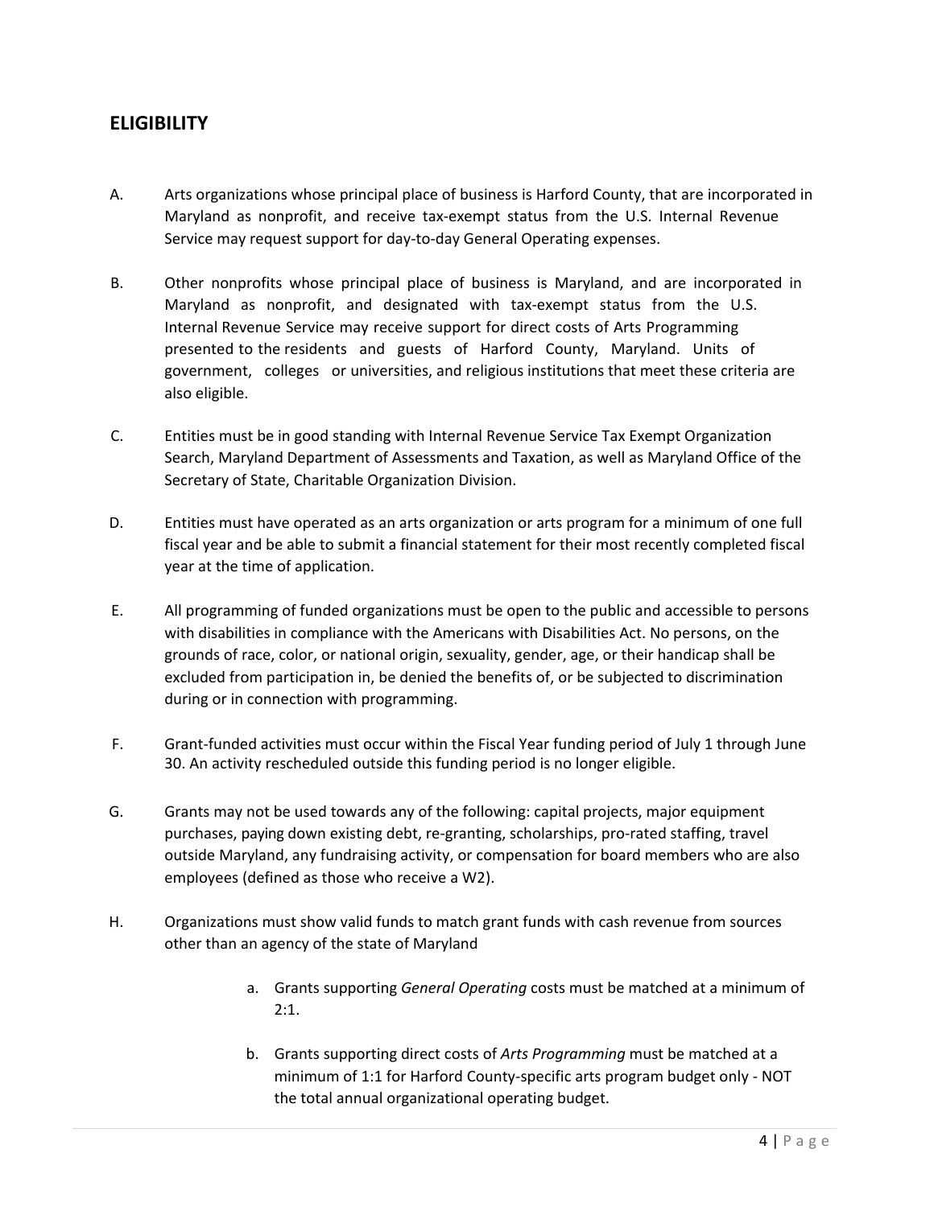## ELIGIBILITY

A. Arts organizations whose principal place of business is Harford County, that are incorporated in Maryland as nonprofit, and receive tax-exempt status from the U.S. Internal Revenue Service may request support for day-to-day General Operating expenses.

B. Other nonprofits whose principal place of business is Maryland, and are incorporated in Maryland as nonprofit, and designated with tax-exempt status from the U.S. Internal Revenue Service may receive support for direct costs of Arts Programming presented to the residents and guests of Harford County, Maryland. Units of government, colleges or universities, and religious institutions that meet these criteria are also eligible.

C. Entities must be in good standing with Internal Revenue Service Tax Exempt Organization Search, Maryland Department of Assessments and Taxation, as well as Maryland Office of the Secretary of State, Charitable Organization Division.

D. Entities must have operated as an arts organization or arts program for a minimum of one full fiscal year and be able to submit a financial statement for their most recently completed fiscal year at the time of application.

E. All programming of funded organizations must be open to the public and accessible to persons with disabilities in compliance with the Americans with Disabilities Act. No persons, on the grounds of race, color, or national origin, sexuality, gender, age, or their handicap shall be excluded from participation in, be denied the benefits of, or be subjected to discrimination during or in connection with programming.

F. Grant-funded activities must occur within the Fiscal Year funding period of July 1 through June 30. An activity rescheduled outside this funding period is no longer eligible.

G. Grants may not be used towards any of the following: capital projects, major equipment purchases, paying down existing debt, re-granting, scholarships, pro-rated staffing, travel outside Maryland, any fundraising activity, or compensation for board members who are also employees (defined as those who receive a W2).

H. Organizations must show valid funds to match grant funds with cash revenue from sources other than an agency of the state of Maryland

   a. Grants supporting *General Operating* costs must be matched at a minimum of 2:1.

   b. Grants supporting direct costs of *Arts Programming* must be matched at a minimum of 1:1 for Harford County-specific arts program budget only - NOT the total annual organizational operating budget.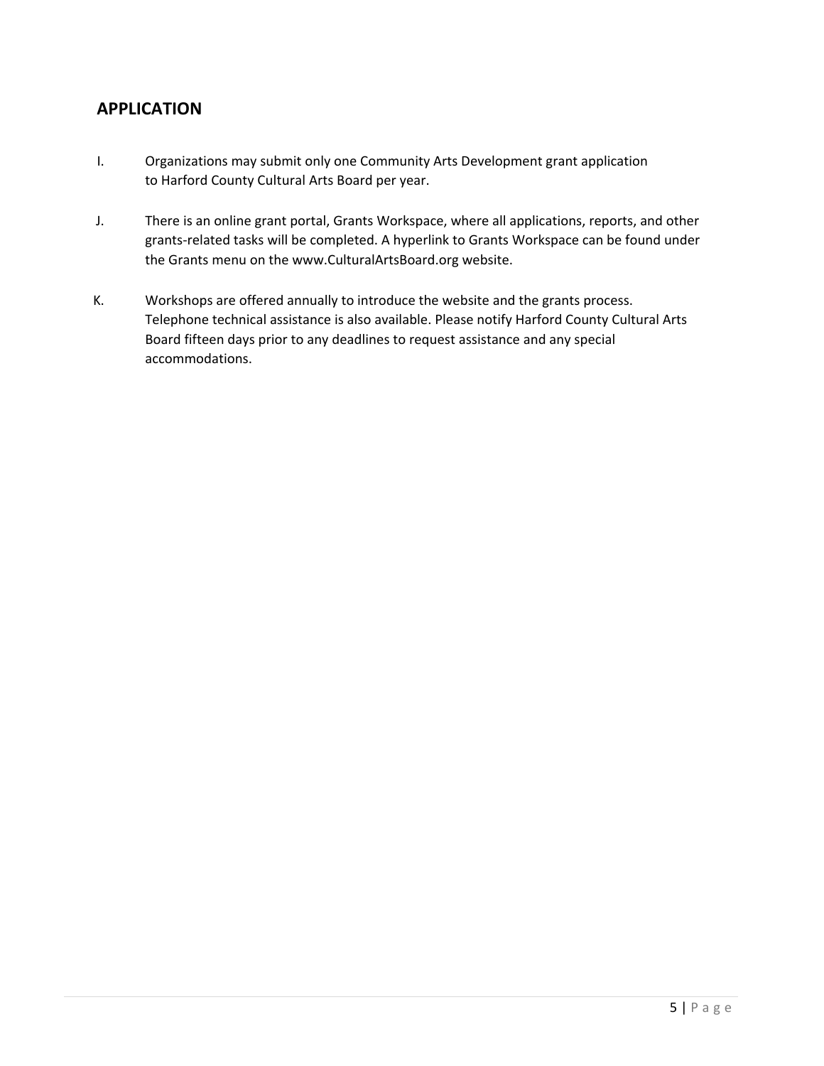## APPLICATION

I. Organizations may submit only one Community Arts Development grant application to Harford County Cultural Arts Board per year.

J. There is an online grant portal, Grants Workspace, where all applications, reports, and other grants-related tasks will be completed. A hyperlink to Grants Workspace can be found under the Grants menu on the www.CulturalArtsBoard.org website.

K. Workshops are offered annually to introduce the website and the grants process. Telephone technical assistance is also available. Please notify Harford County Cultural Arts Board fifteen days prior to any deadlines to request assistance and any special accommodations.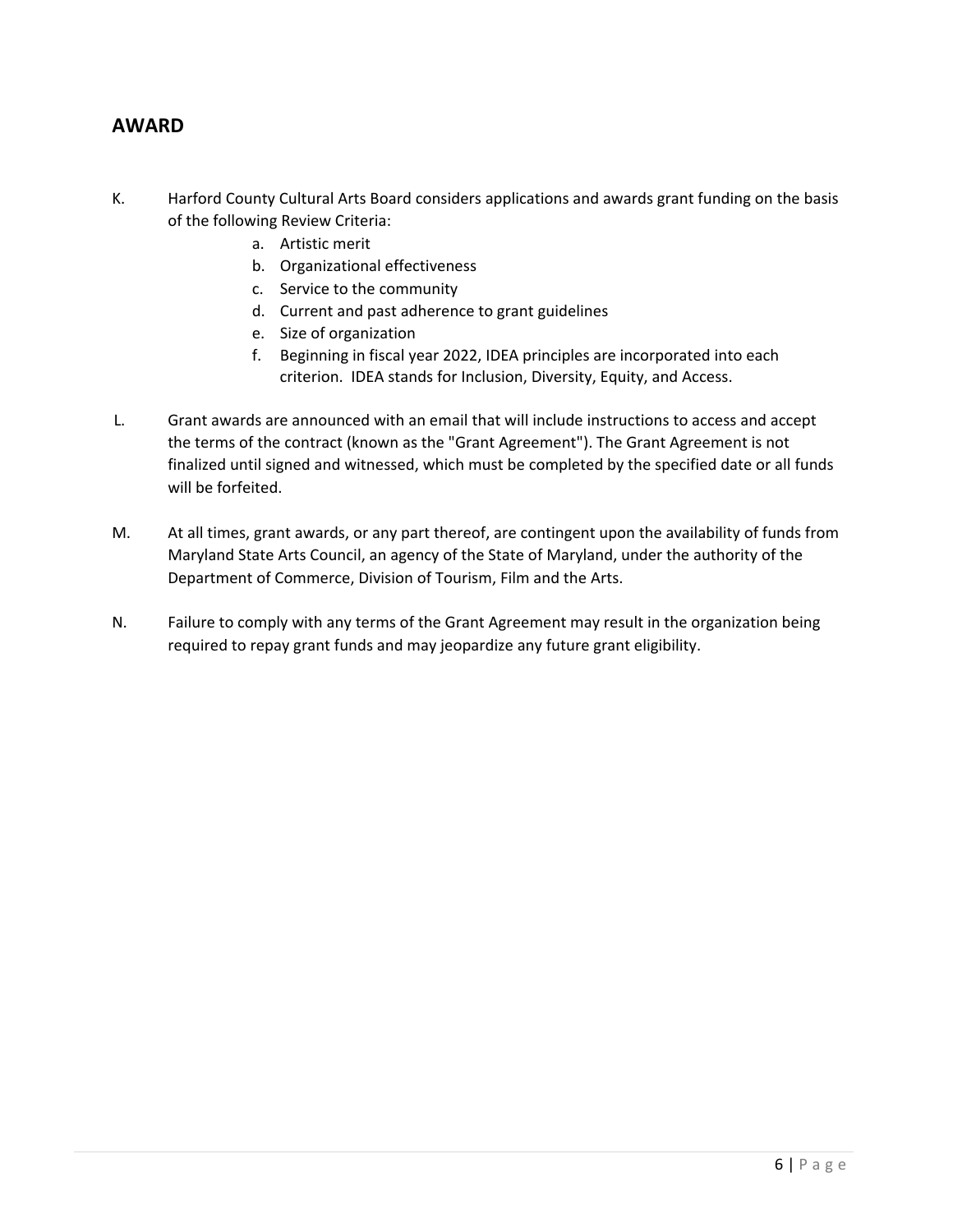## AWARD

K. Harford County Cultural Arts Board considers applications and awards grant funding on the basis of the following Review Criteria:

   a. Artistic merit
   b. Organizational effectiveness
   c. Service to the community
   d. Current and past adherence to grant guidelines
   e. Size of organization
   f. Beginning in fiscal year 2022, IDEA principles are incorporated into each criterion. IDEA stands for Inclusion, Diversity, Equity, and Access.

L. Grant awards are announced with an email that will include instructions to access and accept the terms of the contract (known as the "Grant Agreement"). The Grant Agreement is not finalized until signed and witnessed, which must be completed by the specified date or all funds will be forfeited.

M. At all times, grant awards, or any part thereof, are contingent upon the availability of funds from Maryland State Arts Council, an agency of the State of Maryland, under the authority of the Department of Commerce, Division of Tourism, Film and the Arts.

N. Failure to comply with any terms of the Grant Agreement may result in the organization being required to repay grant funds and may jeopardize any future grant eligibility.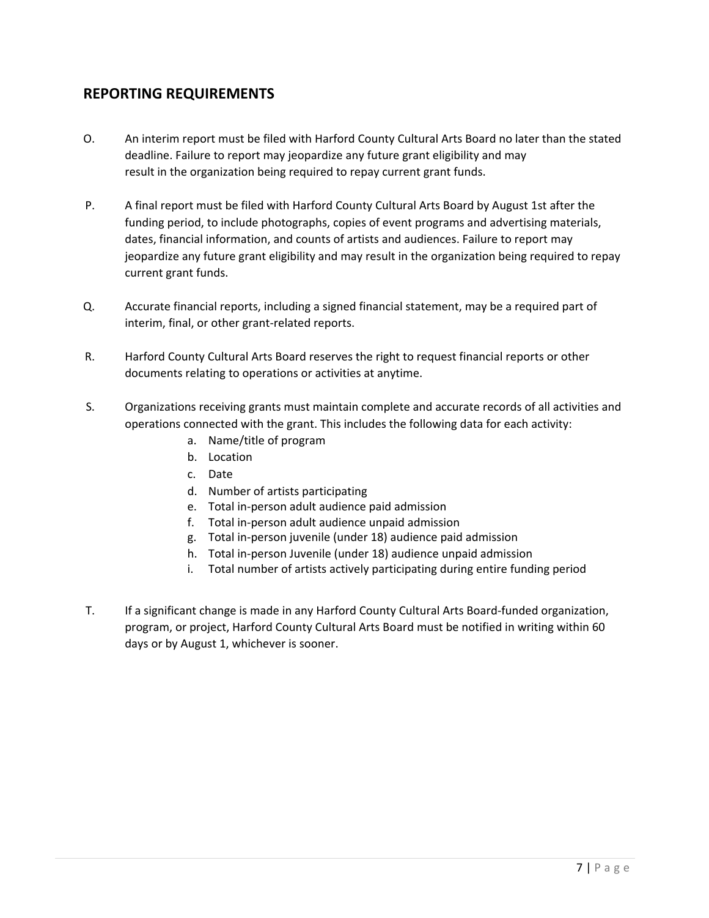## REPORTING REQUIREMENTS

O. An interim report must be filed with Harford County Cultural Arts Board no later than the stated deadline. Failure to report may jeopardize any future grant eligibility and may result in the organization being required to repay current grant funds.

P. A final report must be filed with Harford County Cultural Arts Board by August 1st after the funding period, to include photographs, copies of event programs and advertising materials, dates, financial information, and counts of artists and audiences. Failure to report may jeopardize any future grant eligibility and may result in the organization being required to repay current grant funds.

Q. Accurate financial reports, including a signed financial statement, may be a required part of interim, final, or other grant-related reports.

R. Harford County Cultural Arts Board reserves the right to request financial reports or other documents relating to operations or activities at anytime.

S. Organizations receiving grants must maintain complete and accurate records of all activities and operations connected with the grant. This includes the following data for each activity:

   a. Name/title of program
   b. Location
   c. Date
   d. Number of artists participating
   e. Total in-person adult audience paid admission
   f. Total in-person adult audience unpaid admission
   g. Total in-person juvenile (under 18) audience paid admission
   h. Total in-person Juvenile (under 18) audience unpaid admission
   i. Total number of artists actively participating during entire funding period

T. If a significant change is made in any Harford County Cultural Arts Board-funded organization, program, or project, Harford County Cultural Arts Board must be notified in writing within 60 days or by August 1, whichever is sooner.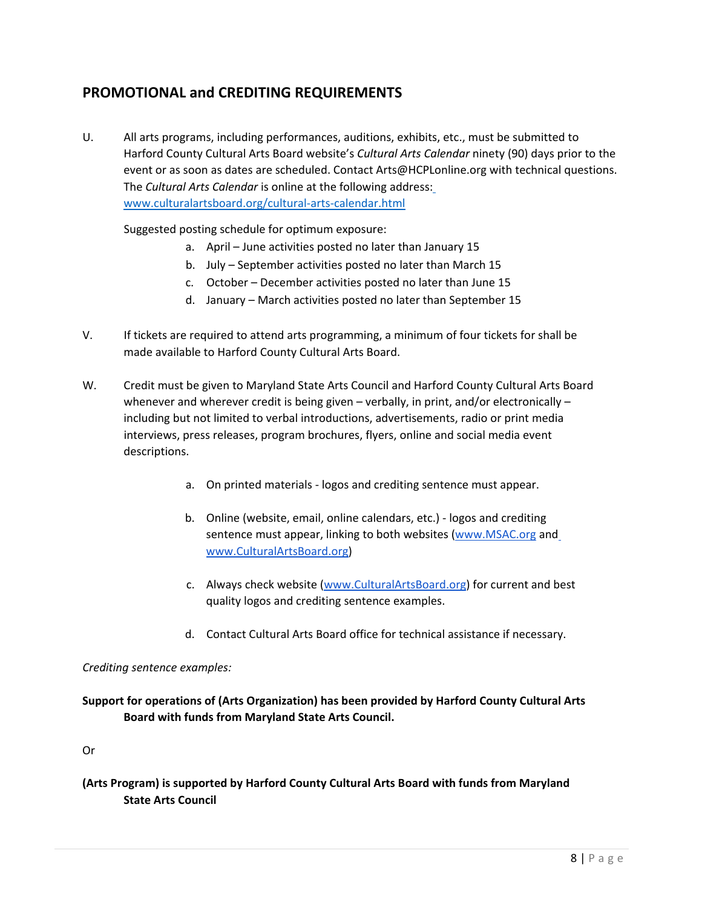## PROMOTIONAL and CREDITING REQUIREMENTS

U. All arts programs, including performances, auditions, exhibits, etc., must be submitted to Harford County Cultural Arts Board website's *Cultural Arts Calendar* ninety (90) days prior to the event or as soon as dates are scheduled. Contact Arts@HCPLonline.org with technical questions. The *Cultural Arts Calendar* is online at the following address: [www.culturalartsboard.org/cultural-arts-calendar.html](www.culturalartsboard.org/cultural-arts-calendar.html)

   Suggested posting schedule for optimum exposure:

   a. April – June activities posted no later than January 15
   b. July – September activities posted no later than March 15
   c. October – December activities posted no later than June 15
   d. January – March activities posted no later than September 15

V. If tickets are required to attend arts programming, a minimum of four tickets for shall be made available to Harford County Cultural Arts Board.

W. Credit must be given to Maryland State Arts Council and Harford County Cultural Arts Board whenever and wherever credit is being given – verbally, in print, and/or electronically – including but not limited to verbal introductions, advertisements, radio or print media interviews, press releases, program brochures, flyers, online and social media event descriptions.

   a. On printed materials - logos and crediting sentence must appear.

   b. Online (website, email, online calendars, etc.) - logos and crediting sentence must appear, linking to both websites ([www.MSAC.org](www.MSAC.org) and [www.CulturalArtsBoard.org](www.CulturalArtsBoard.org))

   c. Always check website ([www.CulturalArtsBoard.org](www.CulturalArtsBoard.org)) for current and best quality logos and crediting sentence examples.

   d. Contact Cultural Arts Board office for technical assistance if necessary.

*Crediting sentence examples:*

**Support for operations of (Arts Organization) has been provided by Harford County Cultural Arts Board with funds from Maryland State Arts Council.**

Or

**(Arts Program) is supported by Harford County Cultural Arts Board with funds from Maryland State Arts Council**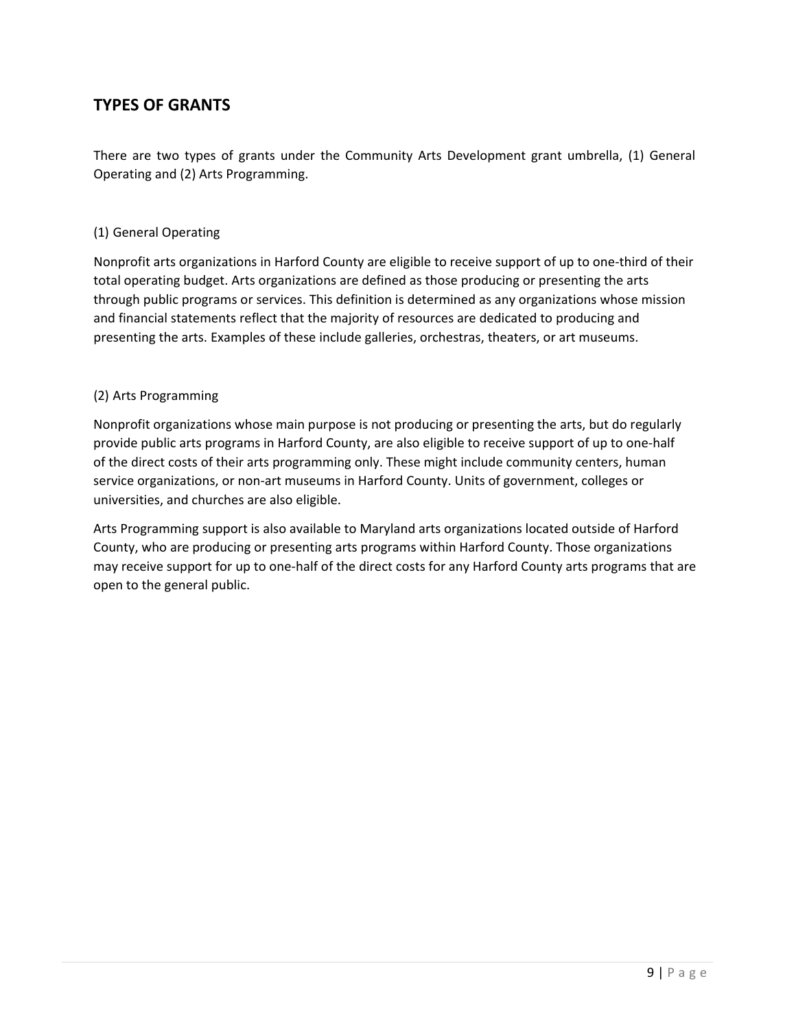## TYPES OF GRANTS

There are two types of grants under the Community Arts Development grant umbrella, (1) General Operating and (2) Arts Programming.

(1) General Operating

Nonprofit arts organizations in Harford County are eligible to receive support of up to one-third of their total operating budget. Arts organizations are defined as those producing or presenting the arts through public programs or services. This definition is determined as any organizations whose mission and financial statements reflect that the majority of resources are dedicated to producing and presenting the arts. Examples of these include galleries, orchestras, theaters, or art museums.

(2) Arts Programming

Nonprofit organizations whose main purpose is not producing or presenting the arts, but do regularly provide public arts programs in Harford County, are also eligible to receive support of up to one-half of the direct costs of their arts programming only. These might include community centers, human service organizations, or non-art museums in Harford County. Units of government, colleges or universities, and churches are also eligible.

Arts Programming support is also available to Maryland arts organizations located outside of Harford County, who are producing or presenting arts programs within Harford County. Those organizations may receive support for up to one-half of the direct costs for any Harford County arts programs that are open to the general public.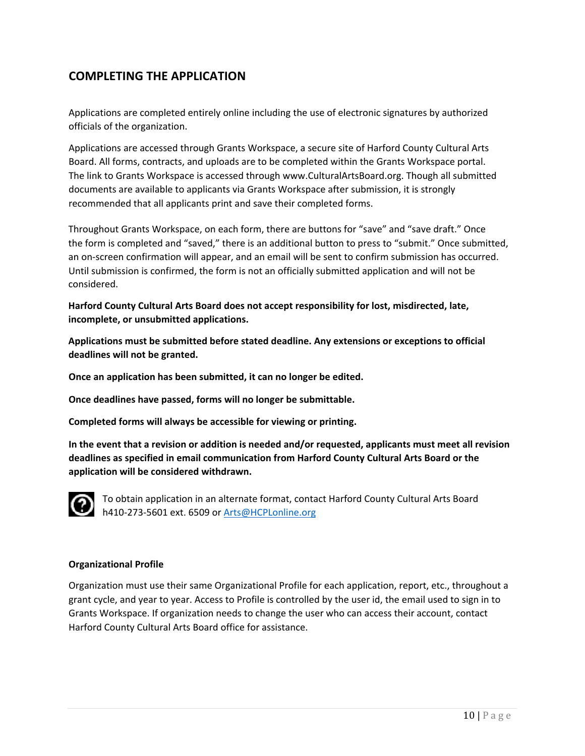## COMPLETING THE APPLICATION

Applications are completed entirely online including the use of electronic signatures by authorized officials of the organization.

Applications are accessed through Grants Workspace, a secure site of Harford County Cultural Arts Board. All forms, contracts, and uploads are to be completed within the Grants Workspace portal. The link to Grants Workspace is accessed through www.CulturalArtsBoard.org. Though all submitted documents are available to applicants via Grants Workspace after submission, it is strongly recommended that all applicants print and save their completed forms.

Throughout Grants Workspace, on each form, there are buttons for "save" and "save draft." Once the form is completed and "saved," there is an additional button to press to "submit." Once submitted, an on-screen confirmation will appear, and an email will be sent to confirm submission has occurred. Until submission is confirmed, the form is not an officially submitted application and will not be considered.

**Harford County Cultural Arts Board does not accept responsibility for lost, misdirected, late, incomplete, or unsubmitted applications.**

**Applications must be submitted before stated deadline. Any extensions or exceptions to official deadlines will not be granted.**

**Once an application has been submitted, it can no longer be edited.**

**Once deadlines have passed, forms will no longer be submittable.**

**Completed forms will always be accessible for viewing or printing.**

**In the event that a revision or addition is needed and/or requested, applicants must meet all revision deadlines as specified in email communication from Harford County Cultural Arts Board or the application will be considered withdrawn.**

To obtain application in an alternate format, contact Harford County Cultural Arts Board h410-273-5601 ext. 6509 or Arts@HCPLonline.org

**Organizational Profile**

Organization must use their same Organizational Profile for each application, report, etc., throughout a grant cycle, and year to year. Access to Profile is controlled by the user id, the email used to sign in to Grants Workspace. If organization needs to change the user who can access their account, contact Harford County Cultural Arts Board office for assistance.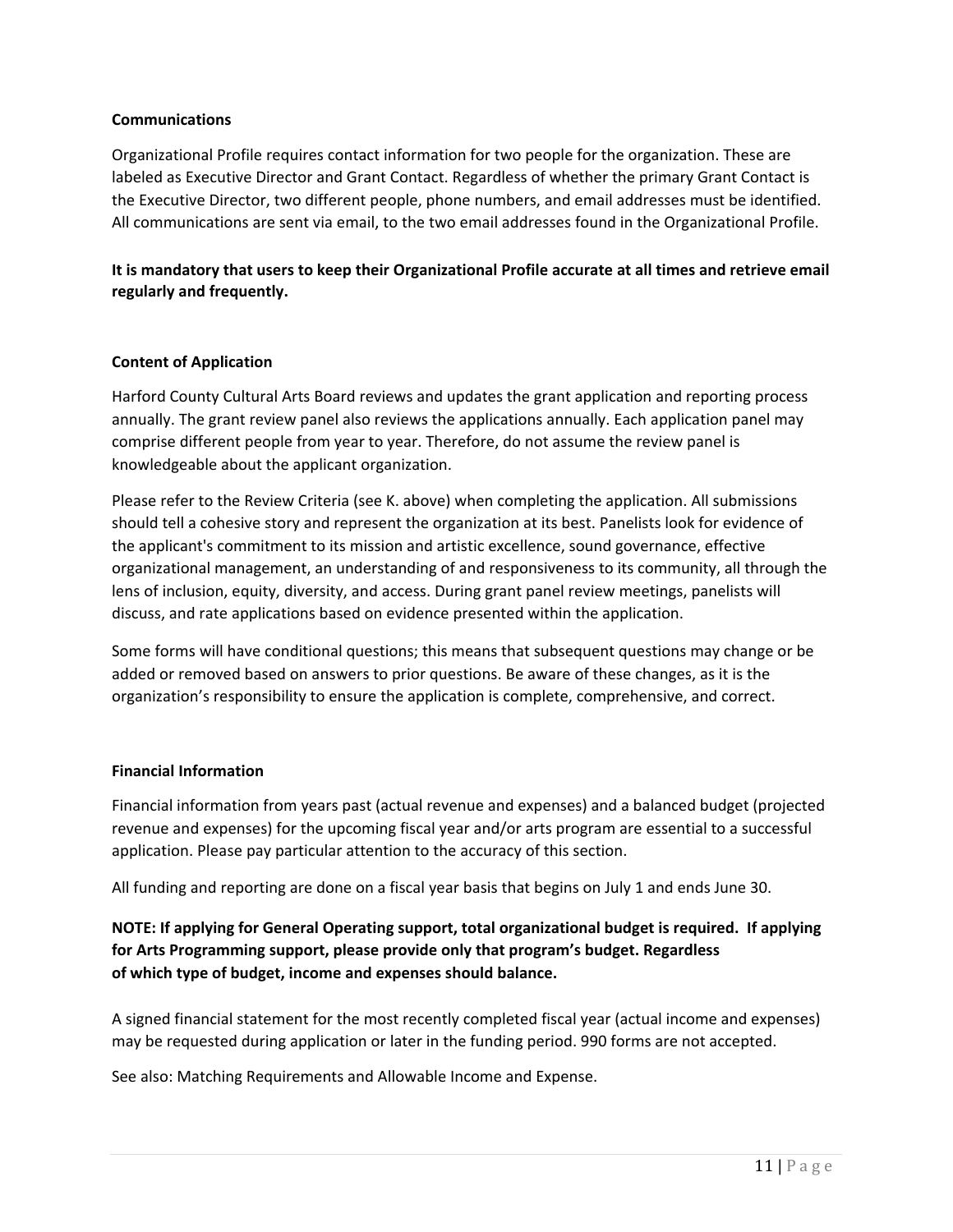**Communications**

Organizational Profile requires contact information for two people for the organization. These are labeled as Executive Director and Grant Contact. Regardless of whether the primary Grant Contact is the Executive Director, two different people, phone numbers, and email addresses must be identified. All communications are sent via email, to the two email addresses found in the Organizational Profile.

**It is mandatory that users to keep their Organizational Profile accurate at all times and retrieve email regularly and frequently.**

**Content of Application**

Harford County Cultural Arts Board reviews and updates the grant application and reporting process annually. The grant review panel also reviews the applications annually. Each application panel may comprise different people from year to year. Therefore, do not assume the review panel is knowledgeable about the applicant organization.

Please refer to the Review Criteria (see K. above) when completing the application. All submissions should tell a cohesive story and represent the organization at its best. Panelists look for evidence of the applicant's commitment to its mission and artistic excellence, sound governance, effective organizational management, an understanding of and responsiveness to its community, all through the lens of inclusion, equity, diversity, and access. During grant panel review meetings, panelists will discuss, and rate applications based on evidence presented within the application.

Some forms will have conditional questions; this means that subsequent questions may change or be added or removed based on answers to prior questions. Be aware of these changes, as it is the organization's responsibility to ensure the application is complete, comprehensive, and correct.

**Financial Information**

Financial information from years past (actual revenue and expenses) and a balanced budget (projected revenue and expenses) for the upcoming fiscal year and/or arts program are essential to a successful application. Please pay particular attention to the accuracy of this section.

All funding and reporting are done on a fiscal year basis that begins on July 1 and ends June 30.

**NOTE: If applying for General Operating support, total organizational budget is required. If applying for Arts Programming support, please provide only that program's budget. Regardless of which type of budget, income and expenses should balance.**

A signed financial statement for the most recently completed fiscal year (actual income and expenses) may be requested during application or later in the funding period. 990 forms are not accepted.

See also: Matching Requirements and Allowable Income and Expense.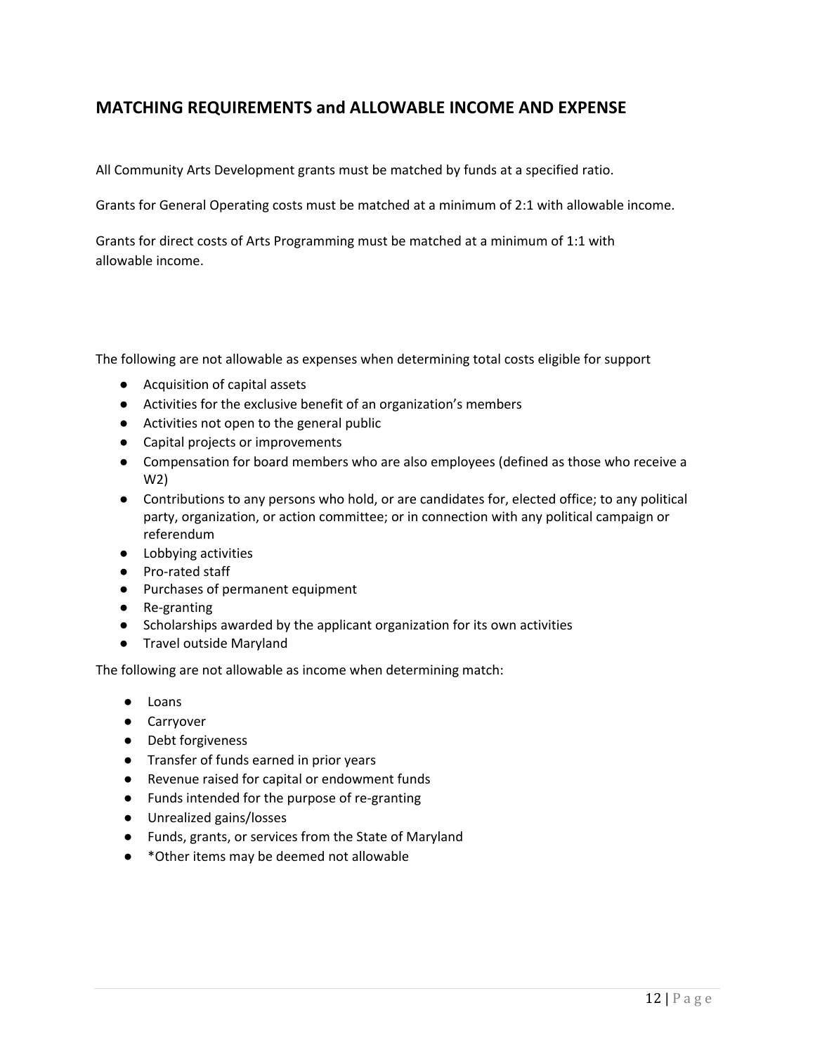## MATCHING REQUIREMENTS and ALLOWABLE INCOME AND EXPENSE

All Community Arts Development grants must be matched by funds at a specified ratio.

Grants for General Operating costs must be matched at a minimum of 2:1 with allowable income.

Grants for direct costs of Arts Programming must be matched at a minimum of 1:1 with allowable income.

The following are not allowable as expenses when determining total costs eligible for support

- Acquisition of capital assets
- Activities for the exclusive benefit of an organization's members
- Activities not open to the general public
- Capital projects or improvements
- Compensation for board members who are also employees (defined as those who receive a W2)
- Contributions to any persons who hold, or are candidates for, elected office; to any political party, organization, or action committee; or in connection with any political campaign or referendum
- Lobbying activities
- Pro-rated staff
- Purchases of permanent equipment
- Re-granting
- Scholarships awarded by the applicant organization for its own activities
- Travel outside Maryland

The following are not allowable as income when determining match:

- Loans
- Carryover
- Debt forgiveness
- Transfer of funds earned in prior years
- Revenue raised for capital or endowment funds
- Funds intended for the purpose of re-granting
- Unrealized gains/losses
- Funds, grants, or services from the State of Maryland
- *Other items may be deemed not allowable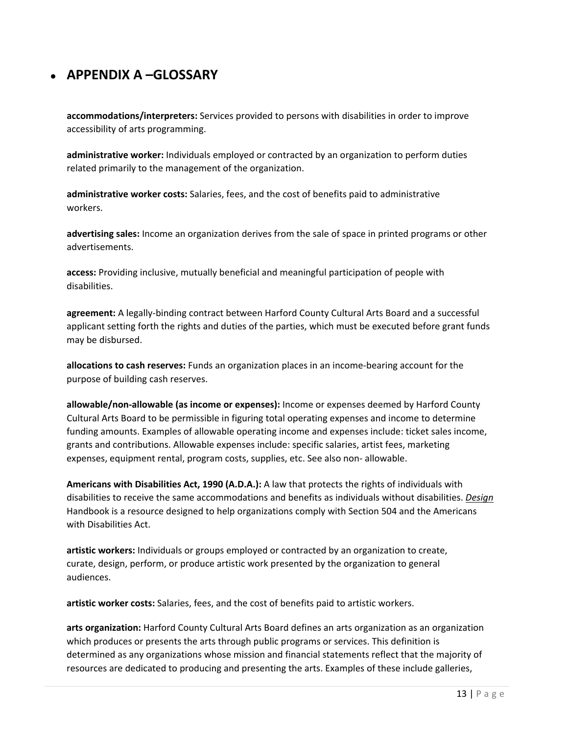- ## APPENDIX A –GLOSSARY

**accommodations/interpreters:** Services provided to persons with disabilities in order to improve accessibility of arts programming.

**administrative worker:** Individuals employed or contracted by an organization to perform duties related primarily to the management of the organization.

**administrative worker costs:** Salaries, fees, and the cost of benefits paid to administrative workers.

**advertising sales:** Income an organization derives from the sale of space in printed programs or other advertisements.

**access:** Providing inclusive, mutually beneficial and meaningful participation of people with disabilities.

**agreement:** A legally-binding contract between Harford County Cultural Arts Board and a successful applicant setting forth the rights and duties of the parties, which must be executed before grant funds may be disbursed.

**allocations to cash reserves:** Funds an organization places in an income-bearing account for the purpose of building cash reserves.

**allowable/non-allowable (as income or expenses):** Income or expenses deemed by Harford County Cultural Arts Board to be permissible in figuring total operating expenses and income to determine funding amounts. Examples of allowable operating income and expenses include: ticket sales income, grants and contributions. Allowable expenses include: specific salaries, artist fees, marketing expenses, equipment rental, program costs, supplies, etc. See also non- allowable.

**Americans with Disabilities Act, 1990 (A.D.A.):** A law that protects the rights of individuals with disabilities to receive the same accommodations and benefits as individuals without disabilities. *Design* Handbook is a resource designed to help organizations comply with Section 504 and the Americans with Disabilities Act.

**artistic workers:** Individuals or groups employed or contracted by an organization to create, curate, design, perform, or produce artistic work presented by the organization to general audiences.

**artistic worker costs:** Salaries, fees, and the cost of benefits paid to artistic workers.

**arts organization:** Harford County Cultural Arts Board defines an arts organization as an organization which produces or presents the arts through public programs or services. This definition is determined as any organizations whose mission and financial statements reflect that the majority of resources are dedicated to producing and presenting the arts. Examples of these include galleries,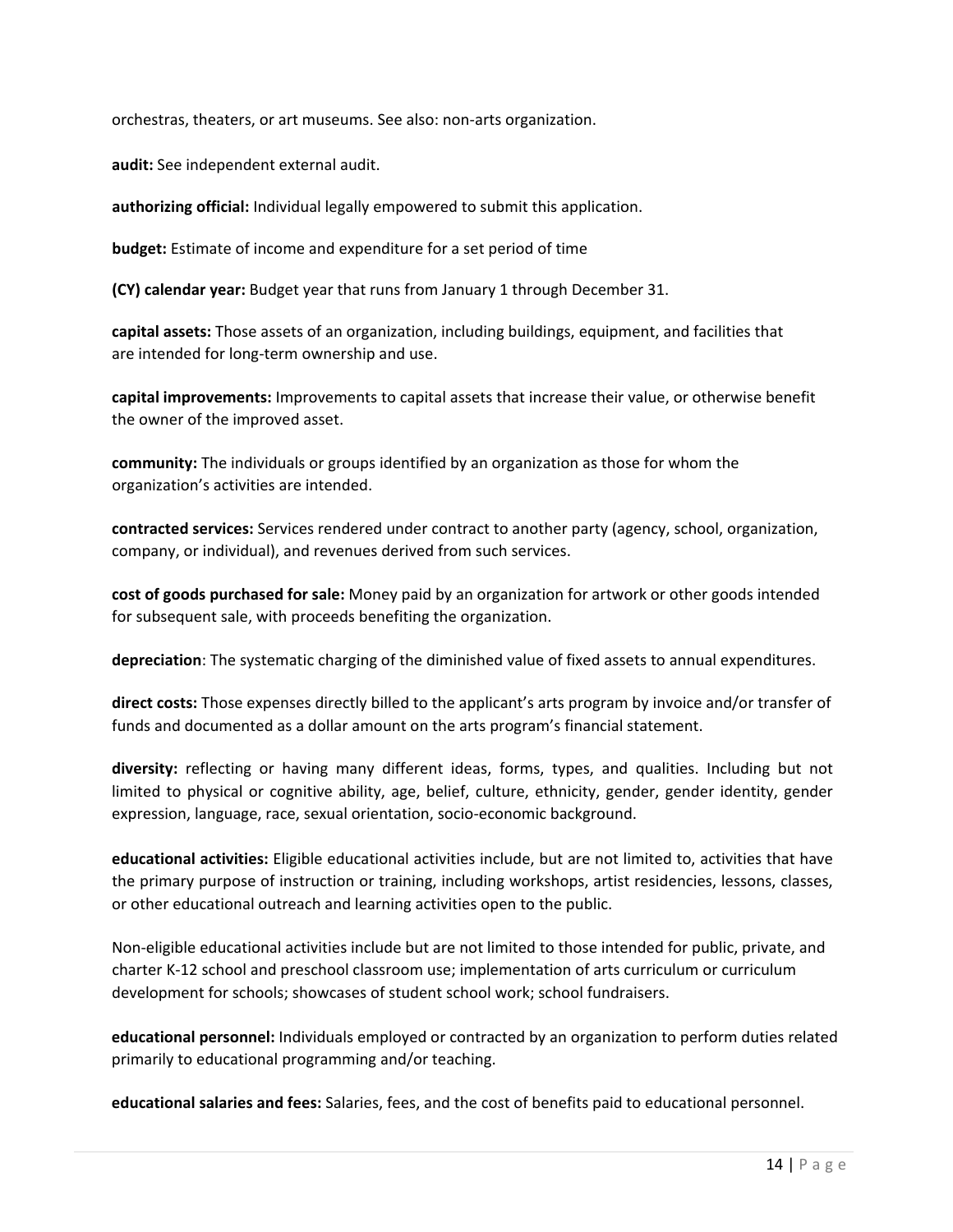orchestras, theaters, or art museums. See also: non-arts organization.

**audit:** See independent external audit.

**authorizing official:** Individual legally empowered to submit this application.

**budget:** Estimate of income and expenditure for a set period of time

**(CY) calendar year:** Budget year that runs from January 1 through December 31.

**capital assets:** Those assets of an organization, including buildings, equipment, and facilities that are intended for long-term ownership and use.

**capital improvements:** Improvements to capital assets that increase their value, or otherwise benefit the owner of the improved asset.

**community:** The individuals or groups identified by an organization as those for whom the organization's activities are intended.

**contracted services:** Services rendered under contract to another party (agency, school, organization, company, or individual), and revenues derived from such services.

**cost of goods purchased for sale:** Money paid by an organization for artwork or other goods intended for subsequent sale, with proceeds benefiting the organization.

**depreciation**: The systematic charging of the diminished value of fixed assets to annual expenditures.

**direct costs:** Those expenses directly billed to the applicant's arts program by invoice and/or transfer of funds and documented as a dollar amount on the arts program's financial statement.

**diversity:** reflecting or having many different ideas, forms, types, and qualities. Including but not limited to physical or cognitive ability, age, belief, culture, ethnicity, gender, gender identity, gender expression, language, race, sexual orientation, socio-economic background.

**educational activities:** Eligible educational activities include, but are not limited to, activities that have the primary purpose of instruction or training, including workshops, artist residencies, lessons, classes, or other educational outreach and learning activities open to the public.

Non-eligible educational activities include but are not limited to those intended for public, private, and charter K-12 school and preschool classroom use; implementation of arts curriculum or curriculum development for schools; showcases of student school work; school fundraisers.

**educational personnel:** Individuals employed or contracted by an organization to perform duties related primarily to educational programming and/or teaching.

**educational salaries and fees:** Salaries, fees, and the cost of benefits paid to educational personnel.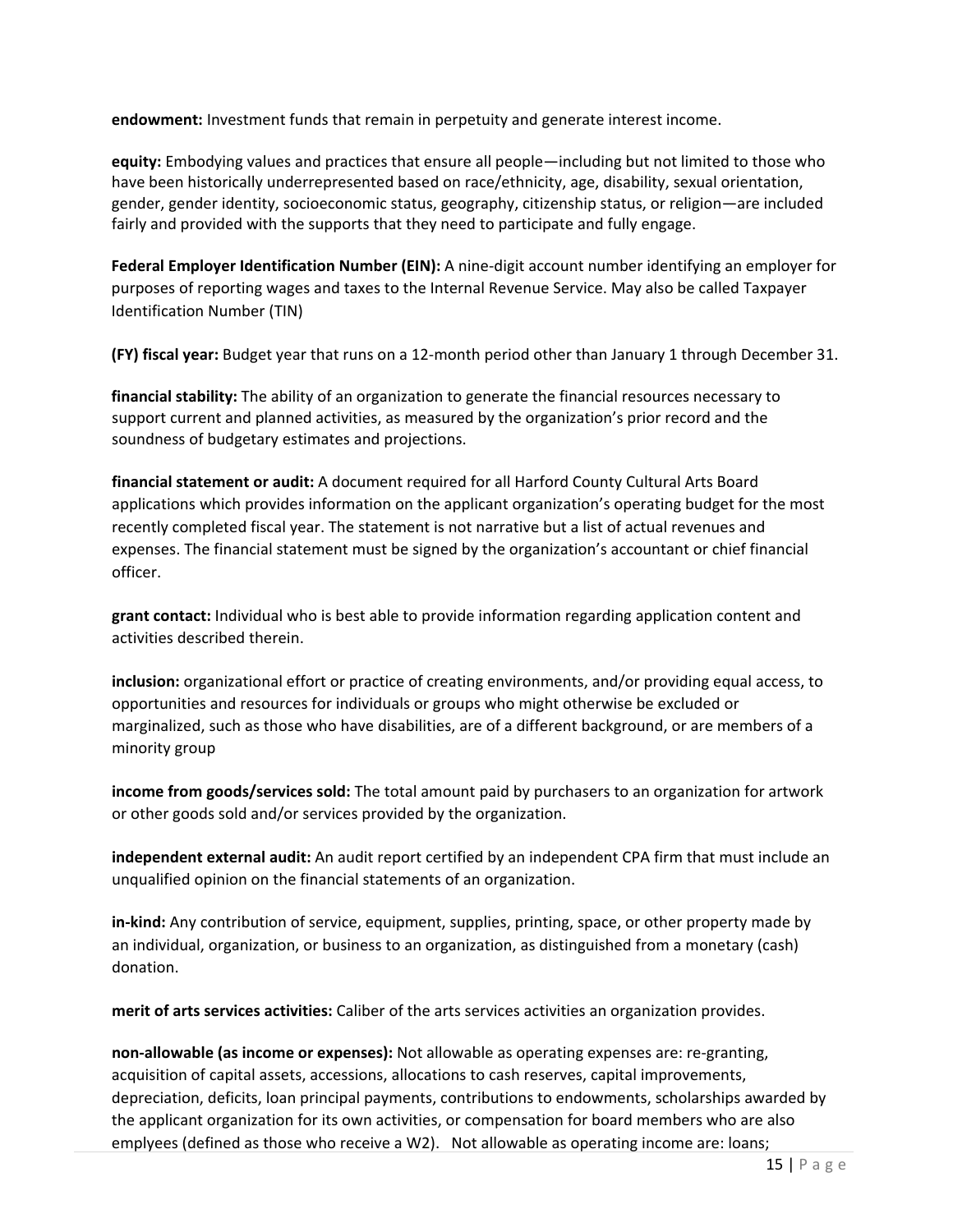**endowment:** Investment funds that remain in perpetuity and generate interest income.

**equity:** Embodying values and practices that ensure all people—including but not limited to those who have been historically underrepresented based on race/ethnicity, age, disability, sexual orientation, gender, gender identity, socioeconomic status, geography, citizenship status, or religion—are included fairly and provided with the supports that they need to participate and fully engage.

**Federal Employer Identification Number (EIN):** A nine-digit account number identifying an employer for purposes of reporting wages and taxes to the Internal Revenue Service. May also be called Taxpayer Identification Number (TIN)

**(FY) fiscal year:** Budget year that runs on a 12-month period other than January 1 through December 31.

**financial stability:** The ability of an organization to generate the financial resources necessary to support current and planned activities, as measured by the organization's prior record and the soundness of budgetary estimates and projections.

**financial statement or audit:** A document required for all Harford County Cultural Arts Board applications which provides information on the applicant organization's operating budget for the most recently completed fiscal year. The statement is not narrative but a list of actual revenues and expenses. The financial statement must be signed by the organization's accountant or chief financial officer.

**grant contact:** Individual who is best able to provide information regarding application content and activities described therein.

**inclusion:** organizational effort or practice of creating environments, and/or providing equal access, to opportunities and resources for individuals or groups who might otherwise be excluded or marginalized, such as those who have disabilities, are of a different background, or are members of a minority group

**income from goods/services sold:** The total amount paid by purchasers to an organization for artwork or other goods sold and/or services provided by the organization.

**independent external audit:** An audit report certified by an independent CPA firm that must include an unqualified opinion on the financial statements of an organization.

**in-kind:** Any contribution of service, equipment, supplies, printing, space, or other property made by an individual, organization, or business to an organization, as distinguished from a monetary (cash) donation.

**merit of arts services activities:** Caliber of the arts services activities an organization provides.

**non-allowable (as income or expenses):** Not allowable as operating expenses are: re-granting, acquisition of capital assets, accessions, allocations to cash reserves, capital improvements, depreciation, deficits, loan principal payments, contributions to endowments, scholarships awarded by the applicant organization for its own activities, or compensation for board members who are also emplyees (defined as those who receive a W2). Not allowable as operating income are: loans;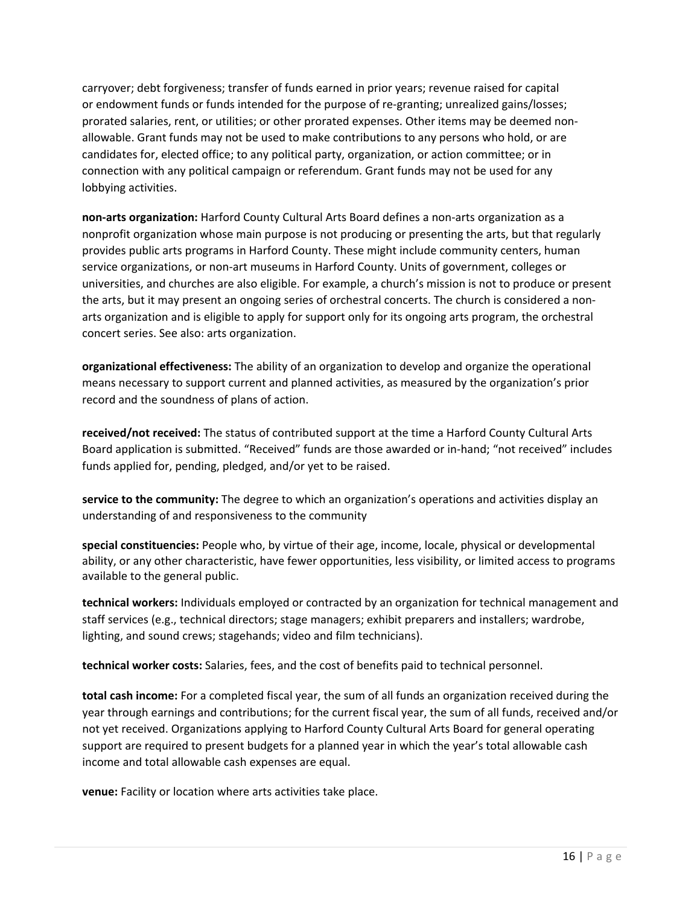carryover; debt forgiveness; transfer of funds earned in prior years; revenue raised for capital or endowment funds or funds intended for the purpose of re-granting; unrealized gains/losses; prorated salaries, rent, or utilities; or other prorated expenses. Other items may be deemed non-allowable. Grant funds may not be used to make contributions to any persons who hold, or are candidates for, elected office; to any political party, organization, or action committee; or in connection with any political campaign or referendum. Grant funds may not be used for any lobbying activities.

**non-arts organization:** Harford County Cultural Arts Board defines a non-arts organization as a nonprofit organization whose main purpose is not producing or presenting the arts, but that regularly provides public arts programs in Harford County. These might include community centers, human service organizations, or non-art museums in Harford County. Units of government, colleges or universities, and churches are also eligible. For example, a church's mission is not to produce or present the arts, but it may present an ongoing series of orchestral concerts. The church is considered a non-arts organization and is eligible to apply for support only for its ongoing arts program, the orchestral concert series. See also: arts organization.

**organizational effectiveness:** The ability of an organization to develop and organize the operational means necessary to support current and planned activities, as measured by the organization's prior record and the soundness of plans of action.

**received/not received:** The status of contributed support at the time a Harford County Cultural Arts Board application is submitted. "Received" funds are those awarded or in-hand; "not received" includes funds applied for, pending, pledged, and/or yet to be raised.

**service to the community:** The degree to which an organization's operations and activities display an understanding of and responsiveness to the community

**special constituencies:** People who, by virtue of their age, income, locale, physical or developmental ability, or any other characteristic, have fewer opportunities, less visibility, or limited access to programs available to the general public.

**technical workers:** Individuals employed or contracted by an organization for technical management and staff services (e.g., technical directors; stage managers; exhibit preparers and installers; wardrobe, lighting, and sound crews; stagehands; video and film technicians).

**technical worker costs:** Salaries, fees, and the cost of benefits paid to technical personnel.

**total cash income:** For a completed fiscal year, the sum of all funds an organization received during the year through earnings and contributions; for the current fiscal year, the sum of all funds, received and/or not yet received. Organizations applying to Harford County Cultural Arts Board for general operating support are required to present budgets for a planned year in which the year's total allowable cash income and total allowable cash expenses are equal.

**venue:** Facility or location where arts activities take place.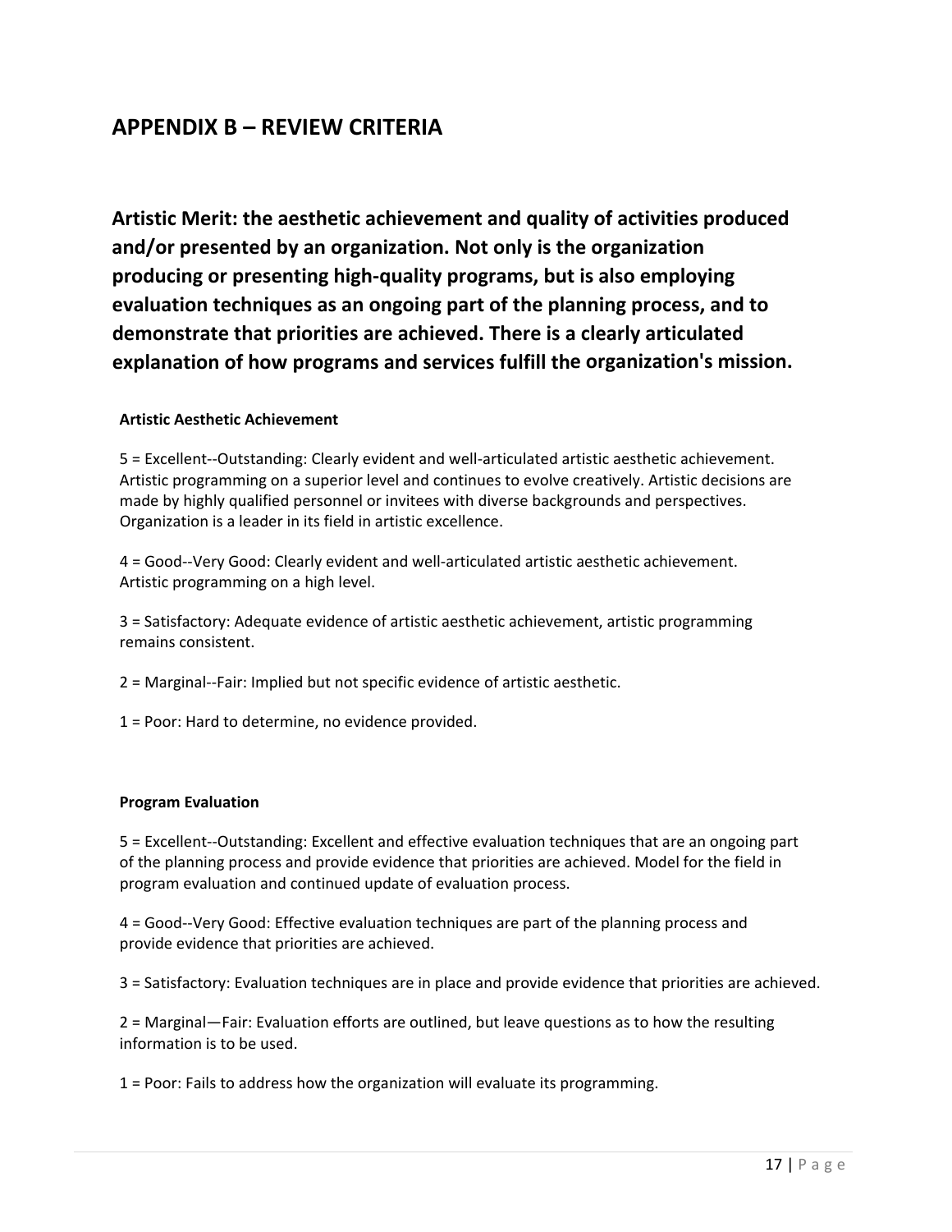# APPENDIX B – REVIEW CRITERIA

## Artistic Merit: the aesthetic achievement and quality of activities produced and/or presented by an organization. Not only is the organization producing or presenting high-quality programs, but is also employing evaluation techniques as an ongoing part of the planning process, and to demonstrate that priorities are achieved. There is a clearly articulated explanation of how programs and services fulfill the organization's mission.

**Artistic Aesthetic Achievement**

5 = Excellent--Outstanding: Clearly evident and well-articulated artistic aesthetic achievement. Artistic programming on a superior level and continues to evolve creatively. Artistic decisions are made by highly qualified personnel or invitees with diverse backgrounds and perspectives. Organization is a leader in its field in artistic excellence.

4 = Good--Very Good: Clearly evident and well-articulated artistic aesthetic achievement. Artistic programming on a high level.

3 = Satisfactory: Adequate evidence of artistic aesthetic achievement, artistic programming remains consistent.

2 = Marginal--Fair: Implied but not specific evidence of artistic aesthetic.

1 = Poor: Hard to determine, no evidence provided.

**Program Evaluation**

5 = Excellent--Outstanding: Excellent and effective evaluation techniques that are an ongoing part of the planning process and provide evidence that priorities are achieved. Model for the field in program evaluation and continued update of evaluation process.

4 = Good--Very Good: Effective evaluation techniques are part of the planning process and provide evidence that priorities are achieved.

3 = Satisfactory: Evaluation techniques are in place and provide evidence that priorities are achieved.

2 = Marginal—Fair: Evaluation efforts are outlined, but leave questions as to how the resulting information is to be used.

1 = Poor: Fails to address how the organization will evaluate its programming.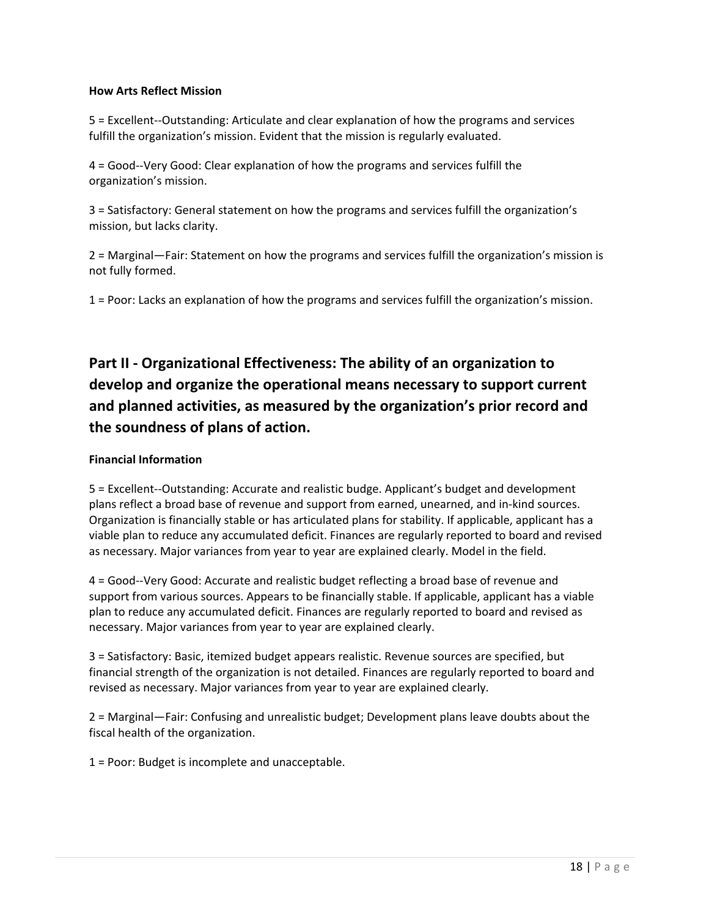**How Arts Reflect Mission**

5 = Excellent--Outstanding: Articulate and clear explanation of how the programs and services fulfill the organization's mission. Evident that the mission is regularly evaluated.

4 = Good--Very Good: Clear explanation of how the programs and services fulfill the organization's mission.

3 = Satisfactory: General statement on how the programs and services fulfill the organization's mission, but lacks clarity.

2 = Marginal—Fair: Statement on how the programs and services fulfill the organization's mission is not fully formed.

1 = Poor: Lacks an explanation of how the programs and services fulfill the organization's mission.

## Part II - Organizational Effectiveness: The ability of an organization to develop and organize the operational means necessary to support current and planned activities, as measured by the organization's prior record and the soundness of plans of action.

**Financial Information**

5 = Excellent--Outstanding: Accurate and realistic budge. Applicant's budget and development plans reflect a broad base of revenue and support from earned, unearned, and in-kind sources. Organization is financially stable or has articulated plans for stability. If applicable, applicant has a viable plan to reduce any accumulated deficit. Finances are regularly reported to board and revised as necessary. Major variances from year to year are explained clearly. Model in the field.

4 = Good--Very Good: Accurate and realistic budget reflecting a broad base of revenue and support from various sources. Appears to be financially stable. If applicable, applicant has a viable plan to reduce any accumulated deficit. Finances are regularly reported to board and revised as necessary. Major variances from year to year are explained clearly.

3 = Satisfactory: Basic, itemized budget appears realistic. Revenue sources are specified, but financial strength of the organization is not detailed. Finances are regularly reported to board and revised as necessary. Major variances from year to year are explained clearly.

2 = Marginal—Fair: Confusing and unrealistic budget; Development plans leave doubts about the fiscal health of the organization.

1 = Poor: Budget is incomplete and unacceptable.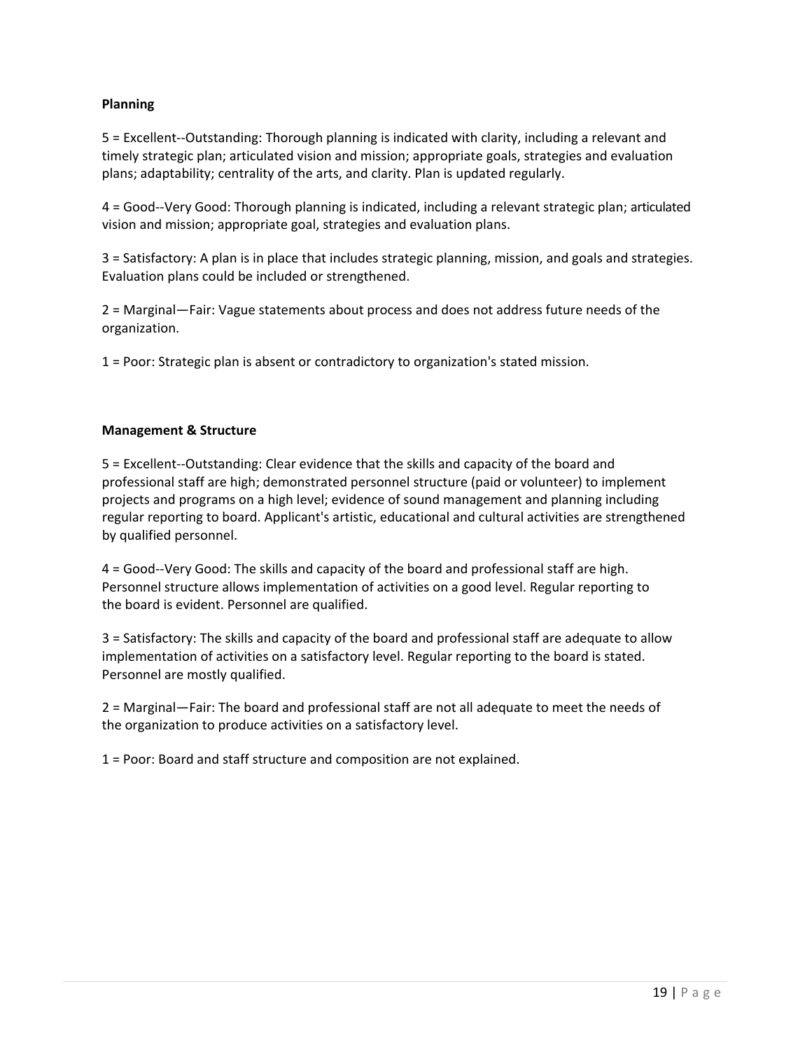**Planning**

5 = Excellent--Outstanding: Thorough planning is indicated with clarity, including a relevant and timely strategic plan; articulated vision and mission; appropriate goals, strategies and evaluation plans; adaptability; centrality of the arts, and clarity. Plan is updated regularly.

4 = Good--Very Good: Thorough planning is indicated, including a relevant strategic plan; articulated vision and mission; appropriate goal, strategies and evaluation plans.

3 = Satisfactory: A plan is in place that includes strategic planning, mission, and goals and strategies. Evaluation plans could be included or strengthened.

2 = Marginal—Fair: Vague statements about process and does not address future needs of the organization.

1 = Poor: Strategic plan is absent or contradictory to organization's stated mission.

**Management & Structure**

5 = Excellent--Outstanding: Clear evidence that the skills and capacity of the board and professional staff are high; demonstrated personnel structure (paid or volunteer) to implement projects and programs on a high level; evidence of sound management and planning including regular reporting to board. Applicant's artistic, educational and cultural activities are strengthened by qualified personnel.

4 = Good--Very Good: The skills and capacity of the board and professional staff are high. Personnel structure allows implementation of activities on a good level. Regular reporting to the board is evident. Personnel are qualified.

3 = Satisfactory: The skills and capacity of the board and professional staff are adequate to allow implementation of activities on a satisfactory level. Regular reporting to the board is stated. Personnel are mostly qualified.

2 = Marginal—Fair: The board and professional staff are not all adequate to meet the needs of the organization to produce activities on a satisfactory level.

1 = Poor: Board and staff structure and composition are not explained.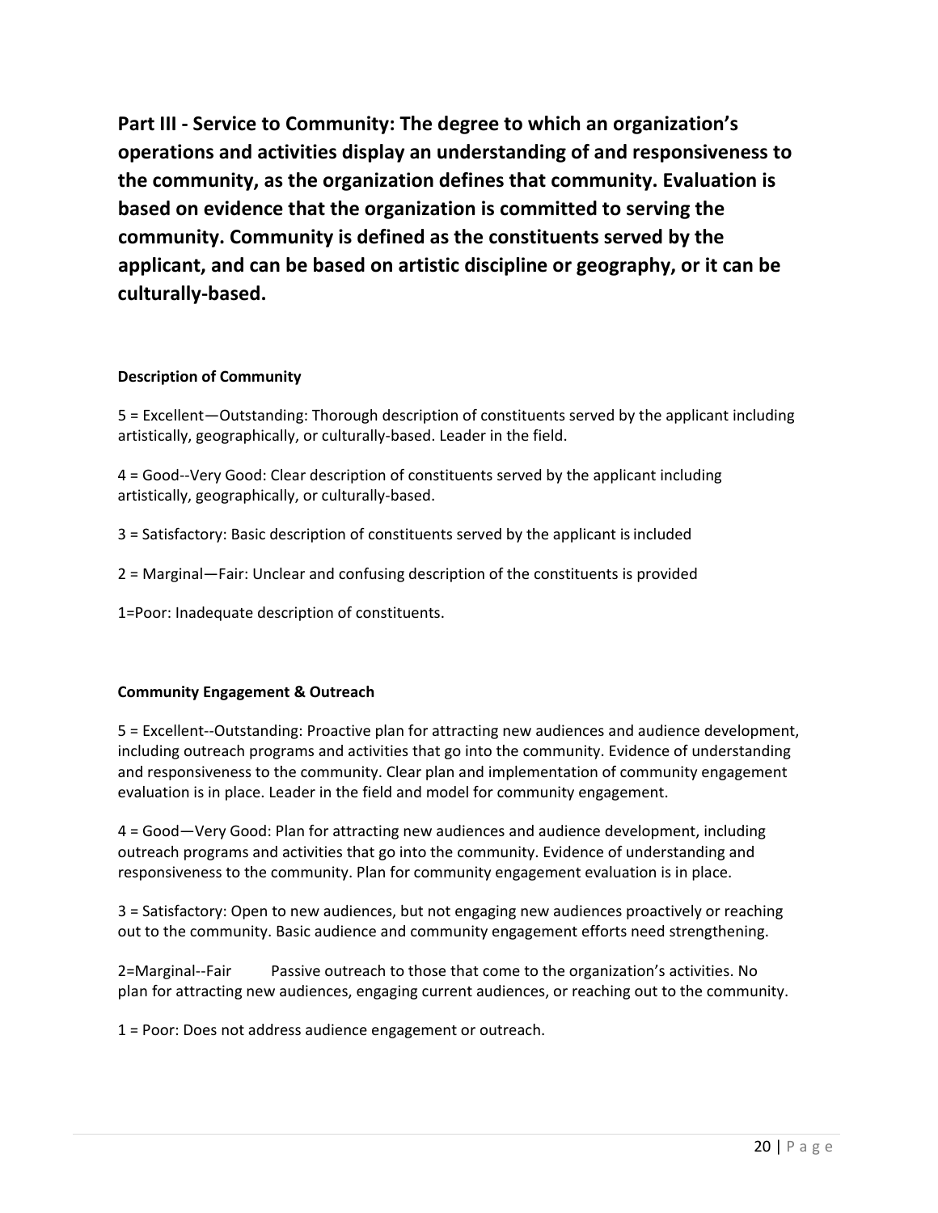## Part III - Service to Community: The degree to which an organization's operations and activities display an understanding of and responsiveness to the community, as the organization defines that community. Evaluation is based on evidence that the organization is committed to serving the community. Community is defined as the constituents served by the applicant, and can be based on artistic discipline or geography, or it can be culturally-based.

**Description of Community**

5 = Excellent—Outstanding: Thorough description of constituents served by the applicant including artistically, geographically, or culturally-based. Leader in the field.

4 = Good--Very Good: Clear description of constituents served by the applicant including artistically, geographically, or culturally-based.

3 = Satisfactory: Basic description of constituents served by the applicant is included

2 = Marginal—Fair: Unclear and confusing description of the constituents is provided

1=Poor: Inadequate description of constituents.

**Community Engagement & Outreach**

5 = Excellent--Outstanding: Proactive plan for attracting new audiences and audience development, including outreach programs and activities that go into the community. Evidence of understanding and responsiveness to the community. Clear plan and implementation of community engagement evaluation is in place. Leader in the field and model for community engagement.

4 = Good—Very Good: Plan for attracting new audiences and audience development, including outreach programs and activities that go into the community. Evidence of understanding and responsiveness to the community. Plan for community engagement evaluation is in place.

3 = Satisfactory: Open to new audiences, but not engaging new audiences proactively or reaching out to the community. Basic audience and community engagement efforts need strengthening.

2=Marginal--Fair Passive outreach to those that come to the organization's activities. No plan for attracting new audiences, engaging current audiences, or reaching out to the community.

1 = Poor: Does not address audience engagement or outreach.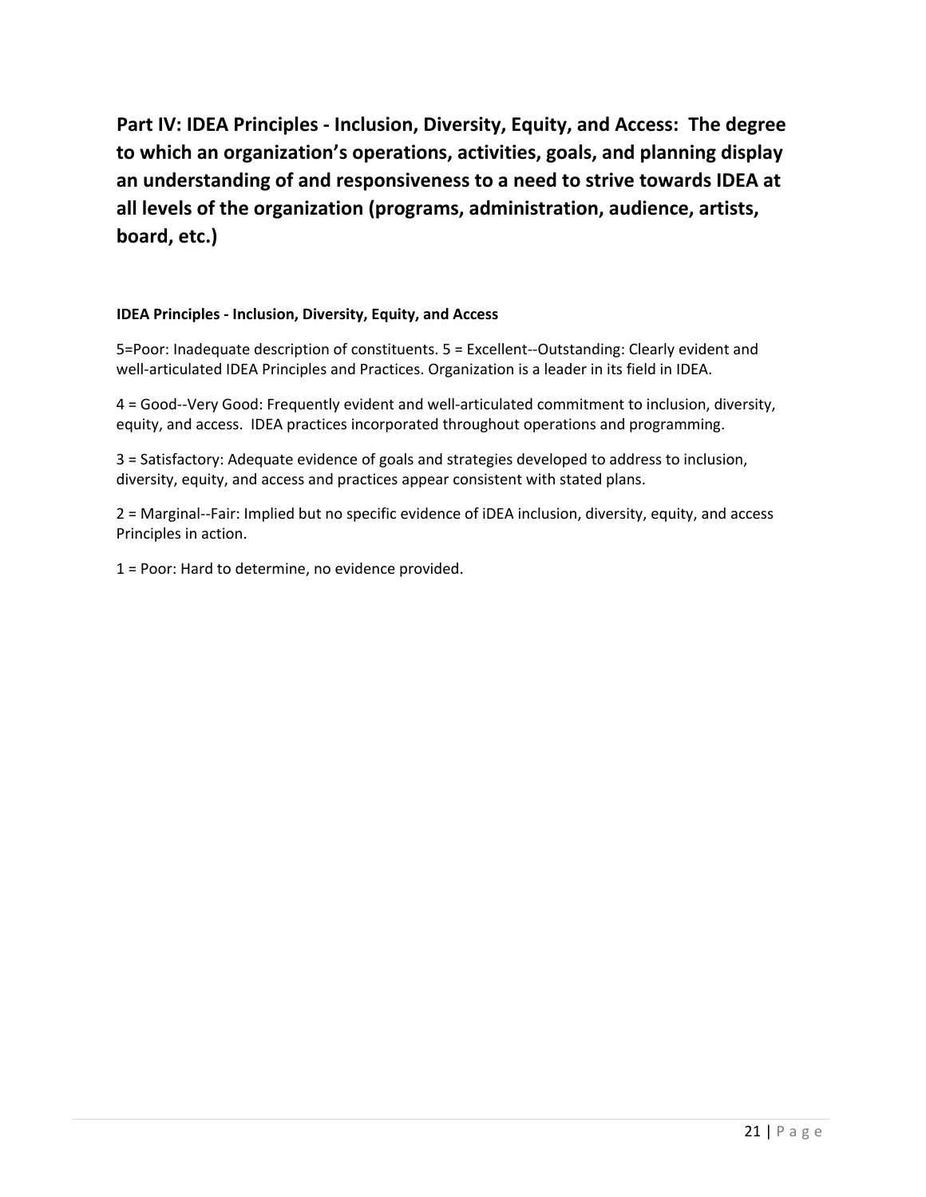## Part IV: IDEA Principles - Inclusion, Diversity, Equity, and Access: The degree to which an organization's operations, activities, goals, and planning display an understanding of and responsiveness to a need to strive towards IDEA at all levels of the organization (programs, administration, audience, artists, board, etc.)

**IDEA Principles - Inclusion, Diversity, Equity, and Access**

5=Poor: Inadequate description of constituents. 5 = Excellent--Outstanding: Clearly evident and well-articulated IDEA Principles and Practices. Organization is a leader in its field in IDEA.

4 = Good--Very Good: Frequently evident and well-articulated commitment to inclusion, diversity, equity, and access. IDEA practices incorporated throughout operations and programming.

3 = Satisfactory: Adequate evidence of goals and strategies developed to address to inclusion, diversity, equity, and access and practices appear consistent with stated plans.

2 = Marginal--Fair: Implied but no specific evidence of iDEA inclusion, diversity, equity, and access Principles in action.

1 = Poor: Hard to determine, no evidence provided.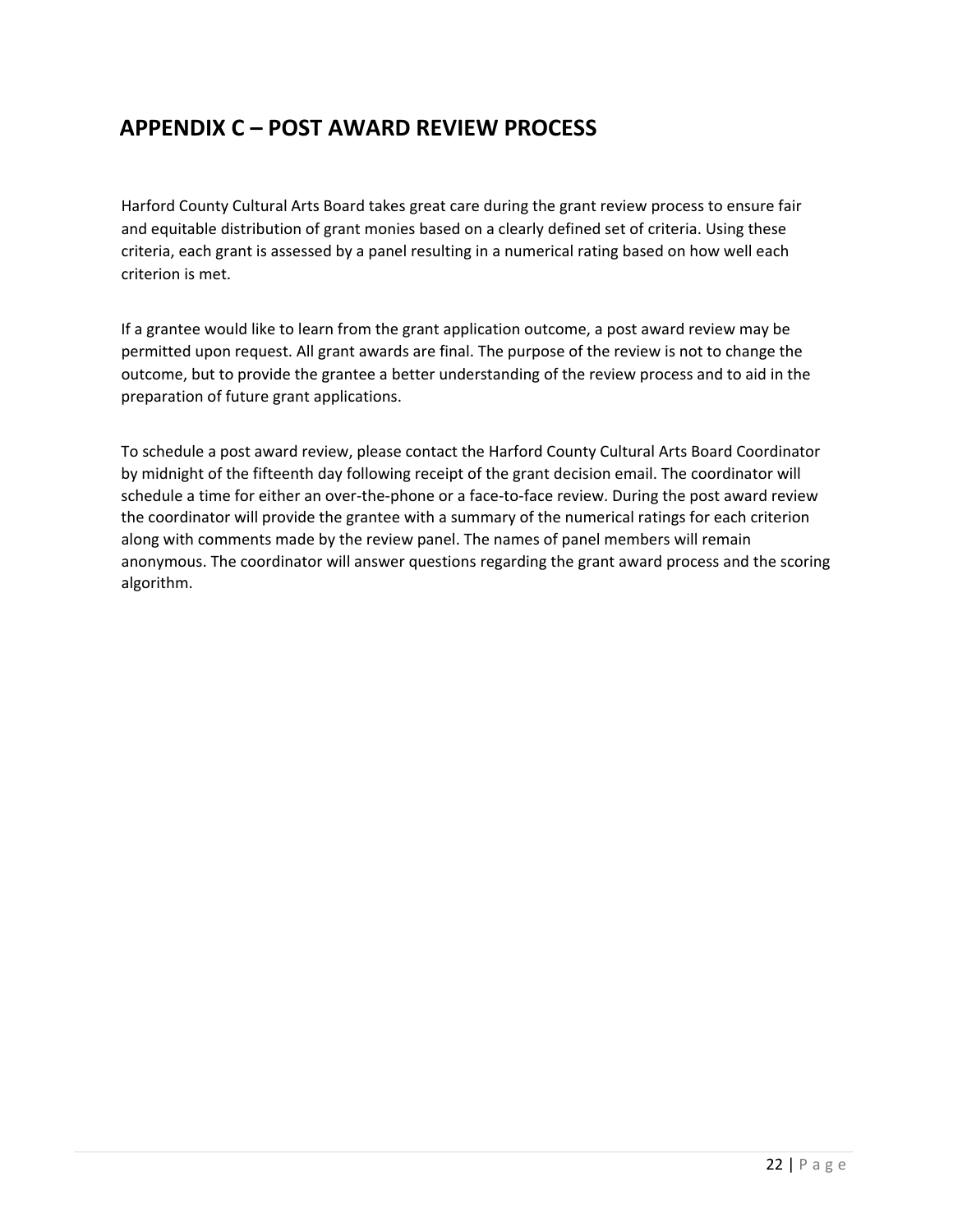# APPENDIX C – POST AWARD REVIEW PROCESS

Harford County Cultural Arts Board takes great care during the grant review process to ensure fair and equitable distribution of grant monies based on a clearly defined set of criteria. Using these criteria, each grant is assessed by a panel resulting in a numerical rating based on how well each criterion is met.

If a grantee would like to learn from the grant application outcome, a post award review may be permitted upon request. All grant awards are final. The purpose of the review is not to change the outcome, but to provide the grantee a better understanding of the review process and to aid in the preparation of future grant applications.

To schedule a post award review, please contact the Harford County Cultural Arts Board Coordinator by midnight of the fifteenth day following receipt of the grant decision email. The coordinator will schedule a time for either an over-the-phone or a face-to-face review. During the post award review the coordinator will provide the grantee with a summary of the numerical ratings for each criterion along with comments made by the review panel. The names of panel members will remain anonymous. The coordinator will answer questions regarding the grant award process and the scoring algorithm.